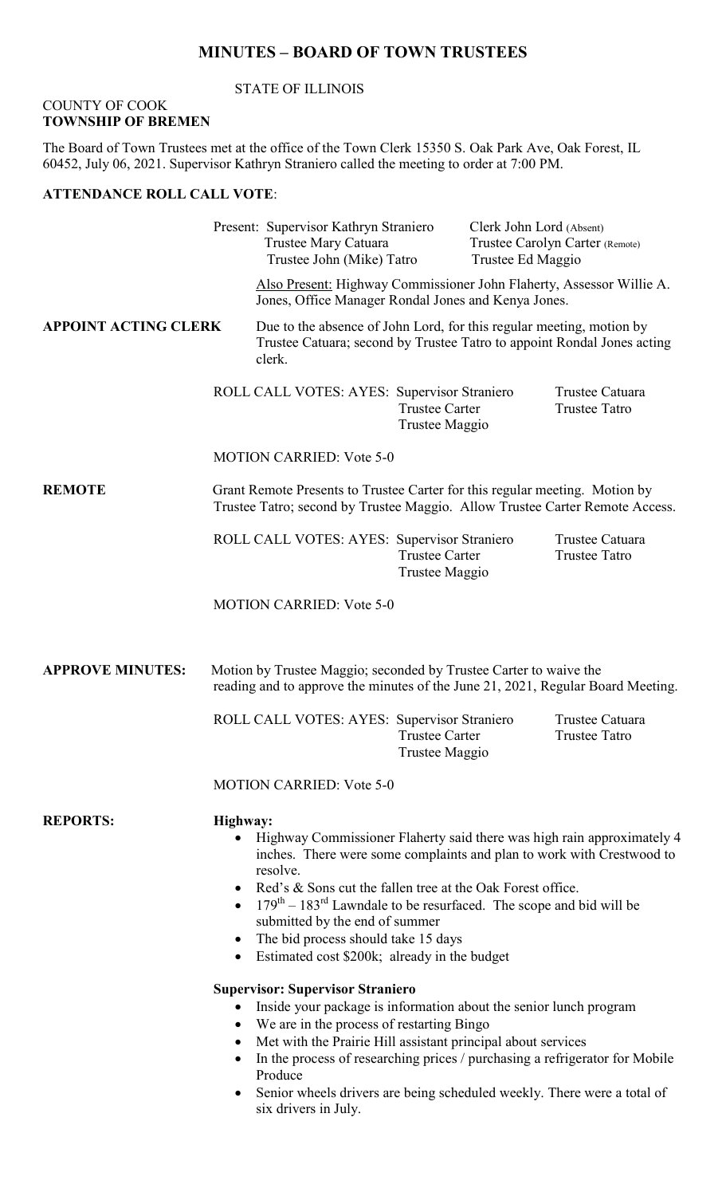# MINUTES – BOARD OF TOWN TRUSTEES

STATE OF ILLINOIS

COUNTY OF COOK
**TOWNSHIP OF BREMEN**

The Board of Town Trustees met at the office of the Town Clerk 15350 S. Oak Park Ave, Oak Forest, IL 60452, July 06, 2021. Supervisor Kathryn Straniero called the meeting to order at 7:00 PM.

**ATTENDANCE ROLL CALL VOTE**:

Present: Supervisor Kathryn Straniero — Clerk John Lord (Absent)
Trustee Mary Catuara — Trustee Carolyn Carter (Remote)
Trustee John (Mike) Tatro — Trustee Ed Maggio

Also Present: Highway Commissioner John Flaherty, Assessor Willie A. Jones, Office Manager Rondal Jones and Kenya Jones.

**APPOINT ACTING CLERK**

Due to the absence of John Lord, for this regular meeting, motion by Trustee Catuara; second by Trustee Tatro to appoint Rondal Jones acting clerk.

ROLL CALL VOTES: AYES: Supervisor Straniero, Trustee Catuara, Trustee Carter, Trustee Tatro, Trustee Maggio

MOTION CARRIED: Vote 5-0

**REMOTE**

Grant Remote Presents to Trustee Carter for this regular meeting. Motion by Trustee Tatro; second by Trustee Maggio. Allow Trustee Carter Remote Access.

ROLL CALL VOTES: AYES: Supervisor Straniero, Trustee Catuara, Trustee Carter, Trustee Tatro, Trustee Maggio

MOTION CARRIED: Vote 5-0

**APPROVE MINUTES:**

Motion by Trustee Maggio; seconded by Trustee Carter to waive the reading and to approve the minutes of the June 21, 2021, Regular Board Meeting.

ROLL CALL VOTES: AYES: Supervisor Straniero, Trustee Catuara, Trustee Carter, Trustee Tatro, Trustee Maggio

MOTION CARRIED: Vote 5-0

**REPORTS:**

**Highway:**

- Highway Commissioner Flaherty said there was high rain approximately 4 inches. There were some complaints and plan to work with Crestwood to resolve.
- Red's & Sons cut the fallen tree at the Oak Forest office.
- 179th – 183rd Lawndale to be resurfaced. The scope and bid will be submitted by the end of summer
- The bid process should take 15 days
- Estimated cost $200k; already in the budget

**Supervisor: Supervisor Straniero**

- Inside your package is information about the senior lunch program
- We are in the process of restarting Bingo
- Met with the Prairie Hill assistant principal about services
- In the process of researching prices / purchasing a refrigerator for Mobile Produce
- Senior wheels drivers are being scheduled weekly. There were a total of six drivers in July.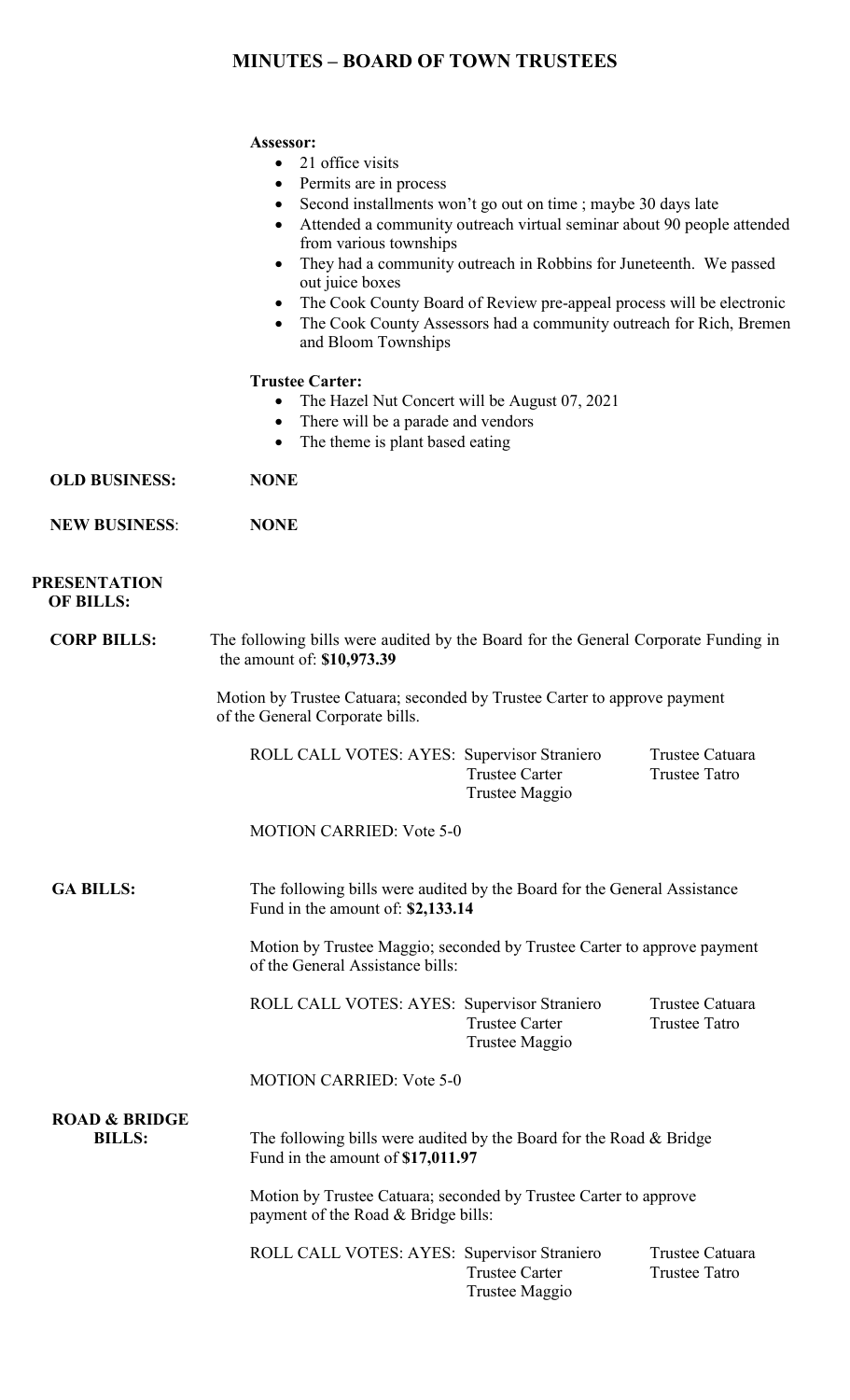# MINUTES – BOARD OF TOWN TRUSTEES

**Assessor:**

- 21 office visits
- Permits are in process
- Second installments won't go out on time ; maybe 30 days late
- Attended a community outreach virtual seminar about 90 people attended from various townships
- They had a community outreach in Robbins for Juneteenth. We passed out juice boxes
- The Cook County Board of Review pre-appeal process will be electronic
- The Cook County Assessors had a community outreach for Rich, Bremen and Bloom Townships

**Trustee Carter:**

- The Hazel Nut Concert will be August 07, 2021
- There will be a parade and vendors
- The theme is plant based eating

**OLD BUSINESS:** **NONE**

**NEW BUSINESS:** **NONE**

**PRESENTATION OF BILLS:**

**CORP BILLS:** The following bills were audited by the Board for the General Corporate Funding in the amount of: **$10,973.39**

Motion by Trustee Catuara; seconded by Trustee Carter to approve payment of the General Corporate bills.

ROLL CALL VOTES: AYES: Supervisor Straniero, Trustee Catuara, Trustee Carter, Trustee Tatro, Trustee Maggio

MOTION CARRIED: Vote 5-0

**GA BILLS:** The following bills were audited by the Board for the General Assistance Fund in the amount of: **$2,133.14**

Motion by Trustee Maggio; seconded by Trustee Carter to approve payment of the General Assistance bills:

ROLL CALL VOTES: AYES: Supervisor Straniero, Trustee Catuara, Trustee Carter, Trustee Tatro, Trustee Maggio

MOTION CARRIED: Vote 5-0

**ROAD & BRIDGE BILLS:** The following bills were audited by the Board for the Road & Bridge Fund in the amount of **$17,011.97**

Motion by Trustee Catuara; seconded by Trustee Carter to approve payment of the Road & Bridge bills:

ROLL CALL VOTES: AYES: Supervisor Straniero, Trustee Catuara, Trustee Carter, Trustee Tatro, Trustee Maggio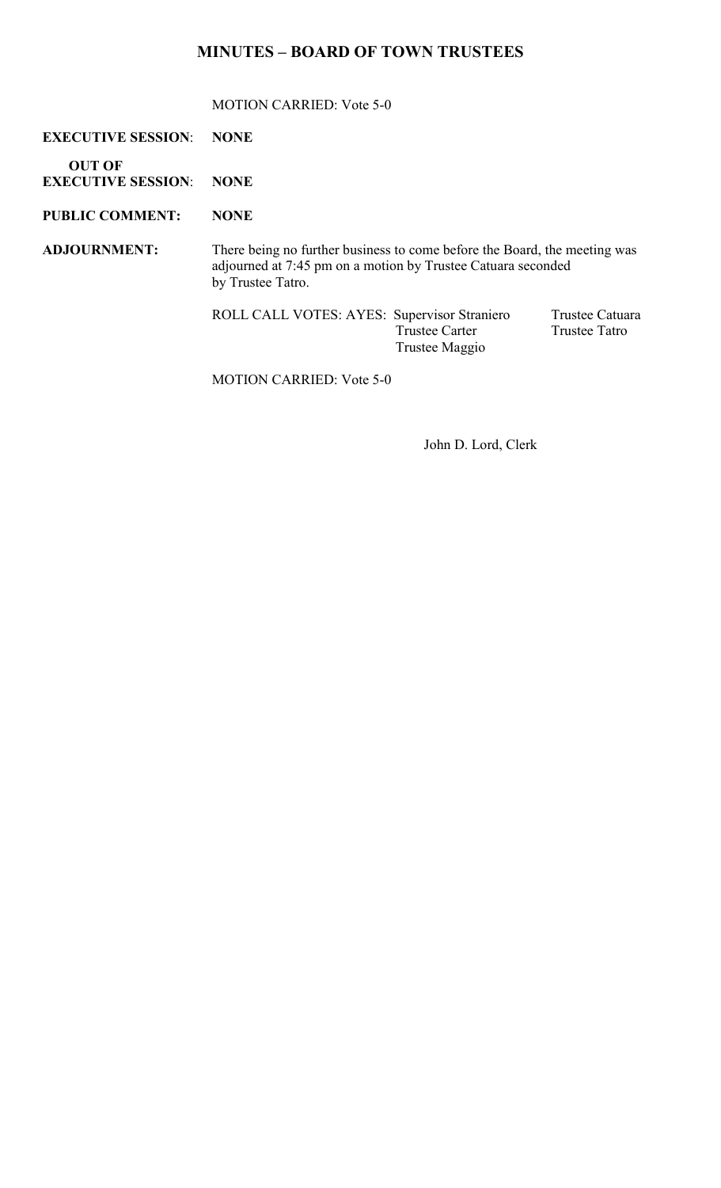# MINUTES – BOARD OF TOWN TRUSTEES

MOTION CARRIED: Vote 5-0

**EXECUTIVE SESSION**: **NONE**

**OUT OF EXECUTIVE SESSION**: **NONE**

**PUBLIC COMMENT:** **NONE**

**ADJOURNMENT:** There being no further business to come before the Board, the meeting was adjourned at 7:45 pm on a motion by Trustee Catuara seconded by Trustee Tatro.

ROLL CALL VOTES: AYES: Supervisor Straniero, Trustee Catuara, Trustee Carter, Trustee Tatro, Trustee Maggio

MOTION CARRIED: Vote 5-0

John D. Lord, Clerk